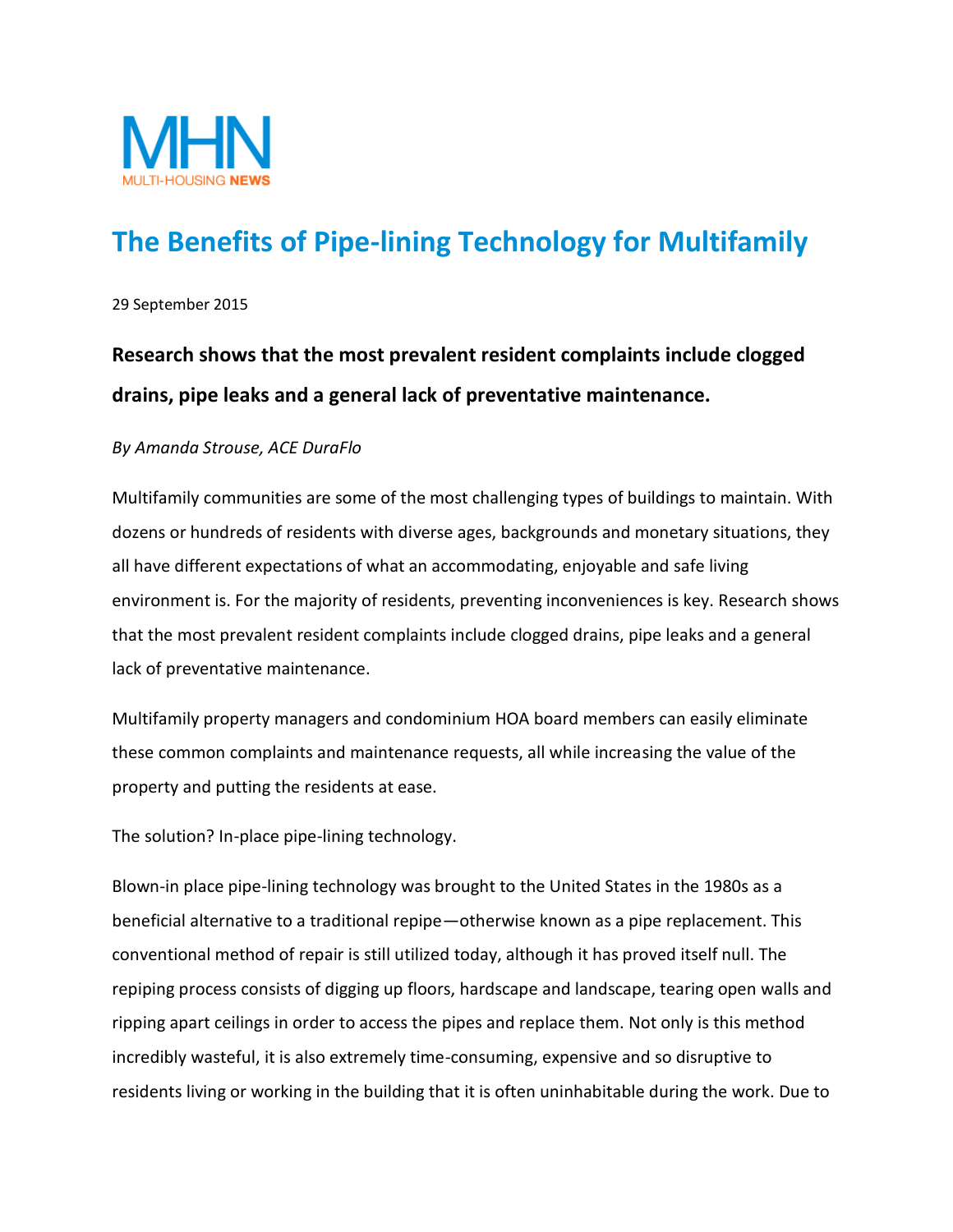MHN

MULTI-HOUSING NEWS

# The Benefits of Pipe-lining Technology for Multifamily

29 September 2015

## Research shows that the most prevalent resident complaints include clogged drains, pipe leaks and a general lack of preventative maintenance.

*By Amanda Strouse, ACE DuraFlo*

Multifamily communities are some of the most challenging types of buildings to maintain. With dozens or hundreds of residents with diverse ages, backgrounds and monetary situations, they all have different expectations of what an accommodating, enjoyable and safe living environment is. For the majority of residents, preventing inconveniences is key. Research shows that the most prevalent resident complaints include clogged drains, pipe leaks and a general lack of preventative maintenance.

Multifamily property managers and condominium HOA board members can easily eliminate these common complaints and maintenance requests, all while increasing the value of the property and putting the residents at ease.

The solution? In-place pipe-lining technology.

Blown-in place pipe-lining technology was brought to the United States in the 1980s as a beneficial alternative to a traditional repipe—otherwise known as a pipe replacement. This conventional method of repair is still utilized today, although it has proved itself null. The repiping process consists of digging up floors, hardscape and landscape, tearing open walls and ripping apart ceilings in order to access the pipes and replace them. Not only is this method incredibly wasteful, it is also extremely time-consuming, expensive and so disruptive to residents living or working in the building that it is often uninhabitable during the work. Due to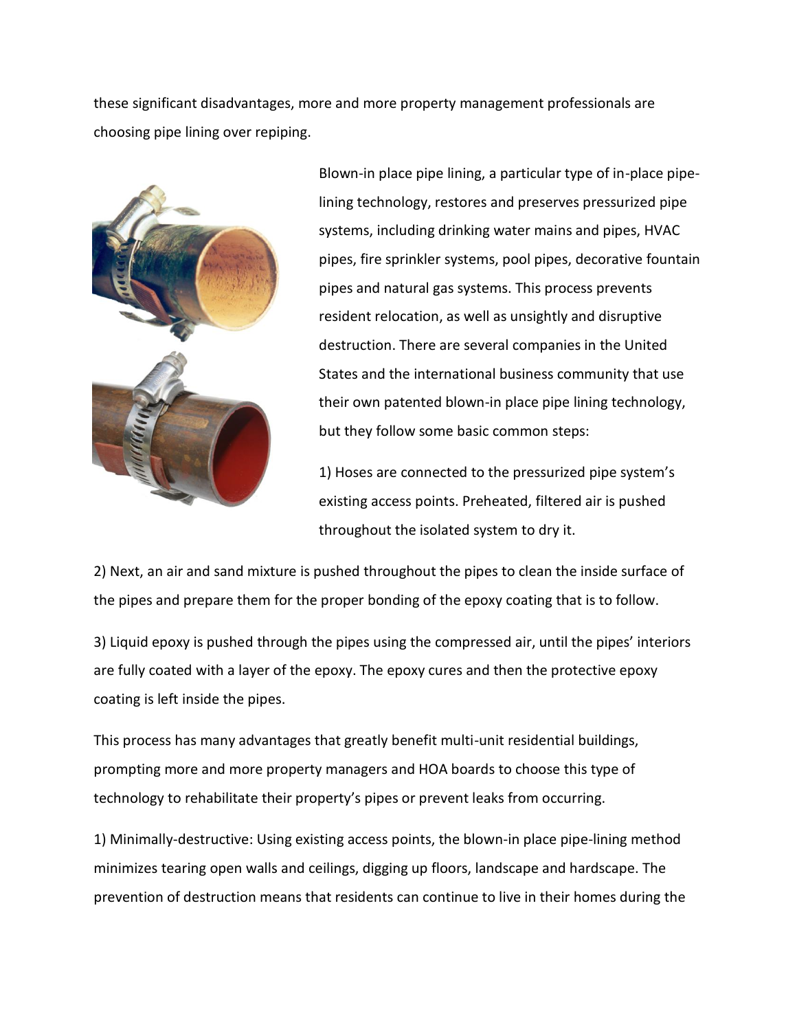these significant disadvantages, more and more property management professionals are choosing pipe lining over repiping.

Blown-in place pipe lining, a particular type of in-place pipe-lining technology, restores and preserves pressurized pipe systems, including drinking water mains and pipes, HVAC pipes, fire sprinkler systems, pool pipes, decorative fountain pipes and natural gas systems. This process prevents resident relocation, as well as unsightly and disruptive destruction. There are several companies in the United States and the international business community that use their own patented blown-in place pipe lining technology, but they follow some basic common steps:

1) Hoses are connected to the pressurized pipe system's existing access points. Preheated, filtered air is pushed throughout the isolated system to dry it.

2) Next, an air and sand mixture is pushed throughout the pipes to clean the inside surface of the pipes and prepare them for the proper bonding of the epoxy coating that is to follow.

3) Liquid epoxy is pushed through the pipes using the compressed air, until the pipes' interiors are fully coated with a layer of the epoxy. The epoxy cures and then the protective epoxy coating is left inside the pipes.

This process has many advantages that greatly benefit multi-unit residential buildings, prompting more and more property managers and HOA boards to choose this type of technology to rehabilitate their property's pipes or prevent leaks from occurring.

1) Minimally-destructive: Using existing access points, the blown-in place pipe-lining method minimizes tearing open walls and ceilings, digging up floors, landscape and hardscape. The prevention of destruction means that residents can continue to live in their homes during the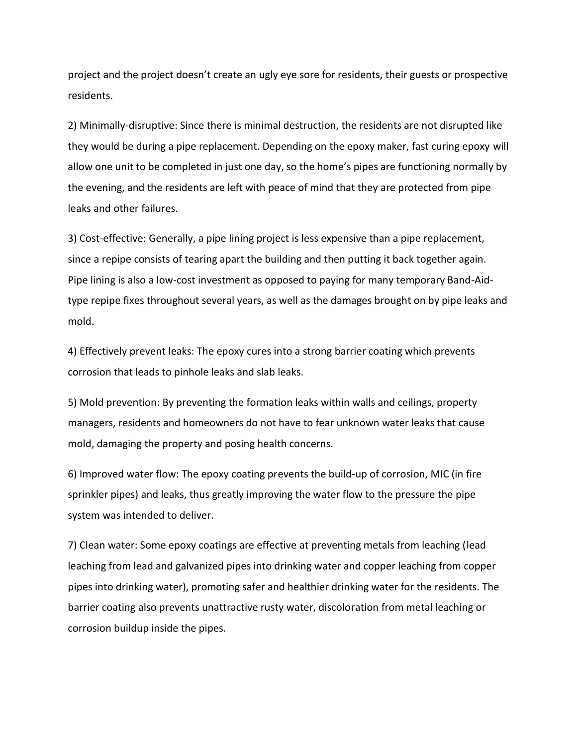project and the project doesn't create an ugly eye sore for residents, their guests or prospective residents.

2) Minimally-disruptive: Since there is minimal destruction, the residents are not disrupted like they would be during a pipe replacement. Depending on the epoxy maker, fast curing epoxy will allow one unit to be completed in just one day, so the home's pipes are functioning normally by the evening, and the residents are left with peace of mind that they are protected from pipe leaks and other failures.

3) Cost-effective: Generally, a pipe lining project is less expensive than a pipe replacement, since a repipe consists of tearing apart the building and then putting it back together again. Pipe lining is also a low-cost investment as opposed to paying for many temporary Band-Aid-type repipe fixes throughout several years, as well as the damages brought on by pipe leaks and mold.

4) Effectively prevent leaks: The epoxy cures into a strong barrier coating which prevents corrosion that leads to pinhole leaks and slab leaks.

5) Mold prevention: By preventing the formation leaks within walls and ceilings, property managers, residents and homeowners do not have to fear unknown water leaks that cause mold, damaging the property and posing health concerns.

6) Improved water flow: The epoxy coating prevents the build-up of corrosion, MIC (in fire sprinkler pipes) and leaks, thus greatly improving the water flow to the pressure the pipe system was intended to deliver.

7) Clean water: Some epoxy coatings are effective at preventing metals from leaching (lead leaching from lead and galvanized pipes into drinking water and copper leaching from copper pipes into drinking water), promoting safer and healthier drinking water for the residents. The barrier coating also prevents unattractive rusty water, discoloration from metal leaching or corrosion buildup inside the pipes.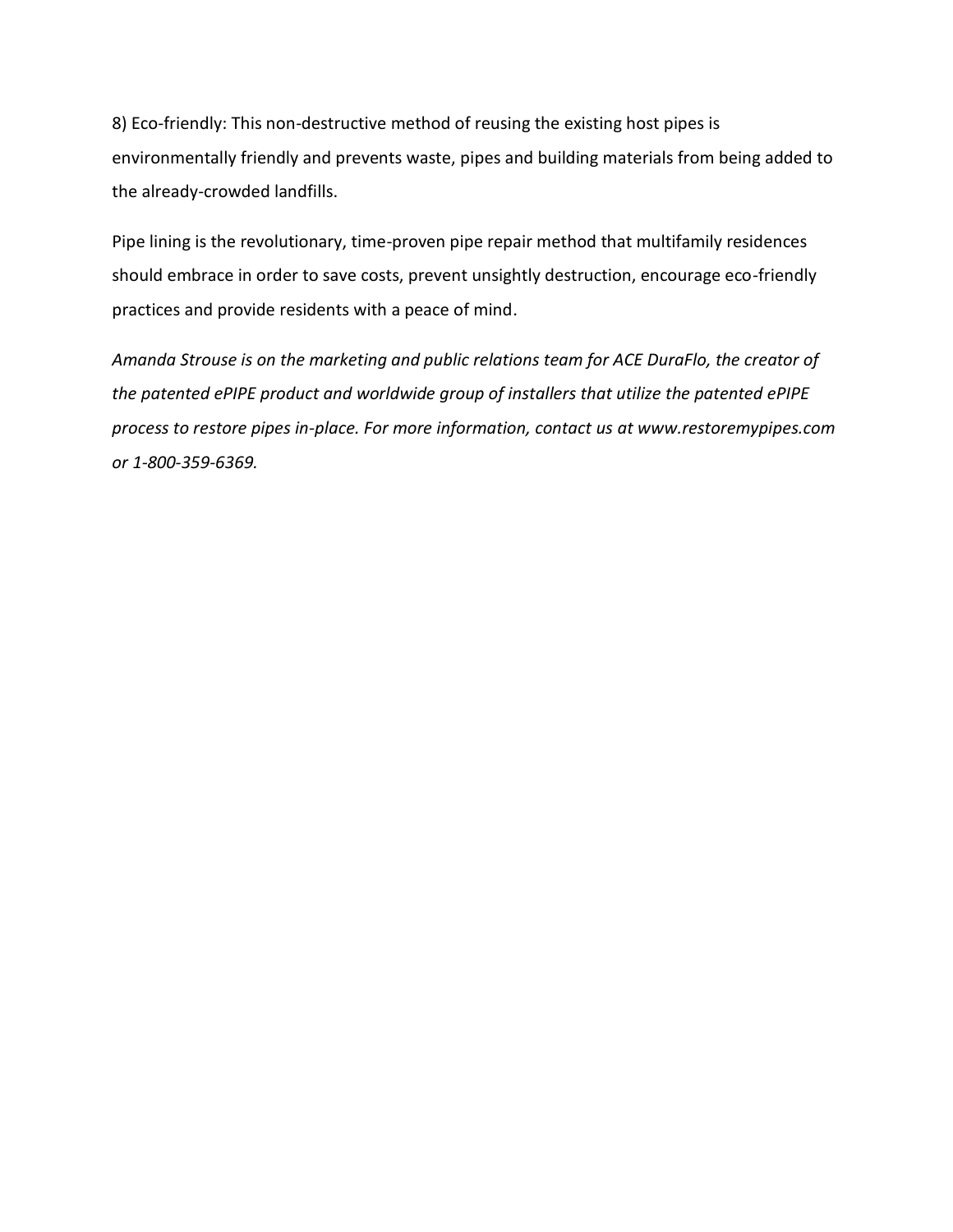8) Eco-friendly: This non-destructive method of reusing the existing host pipes is environmentally friendly and prevents waste, pipes and building materials from being added to the already-crowded landfills.

Pipe lining is the revolutionary, time-proven pipe repair method that multifamily residences should embrace in order to save costs, prevent unsightly destruction, encourage eco-friendly practices and provide residents with a peace of mind.

*Amanda Strouse is on the marketing and public relations team for ACE DuraFlo, the creator of the patented ePIPE product and worldwide group of installers that utilize the patented ePIPE process to restore pipes in-place. For more information, contact us at www.restoremypipes.com or 1-800-359-6369.*